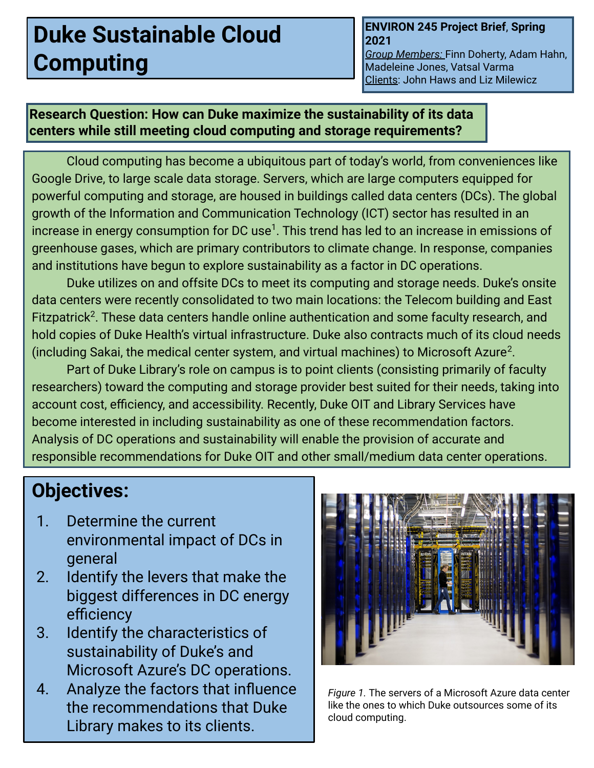# Duke Sustainable Cloud Computing

**ENVIRON 245 Project Brief**, **Spring 2021**
*Group Members:* Finn Doherty, Adam Hahn, Madeleine Jones, Vatsal Varma
Clients: John Haws and Liz Milewicz

**Research Question: How can Duke maximize the sustainability of its data centers while still meeting cloud computing and storage requirements?**

Cloud computing has become a ubiquitous part of today's world, from conveniences like Google Drive, to large scale data storage. Servers, which are large computers equipped for powerful computing and storage, are housed in buildings called data centers (DCs). The global growth of the Information and Communication Technology (ICT) sector has resulted in an increase in energy consumption for DC use[1]. This trend has led to an increase in emissions of greenhouse gases, which are primary contributors to climate change. In response, companies and institutions have begun to explore sustainability as a factor in DC operations.

Duke utilizes on and offsite DCs to meet its computing and storage needs. Duke's onsite data centers were recently consolidated to two main locations: the Telecom building and East Fitzpatrick[2]. These data centers handle online authentication and some faculty research, and hold copies of Duke Health's virtual infrastructure. Duke also contracts much of its cloud needs (including Sakai, the medical center system, and virtual machines) to Microsoft Azure[2].

Part of Duke Library's role on campus is to point clients (consisting primarily of faculty researchers) toward the computing and storage provider best suited for their needs, taking into account cost, efficiency, and accessibility. Recently, Duke OIT and Library Services have become interested in including sustainability as one of these recommendation factors. Analysis of DC operations and sustainability will enable the provision of accurate and responsible recommendations for Duke OIT and other small/medium data center operations.

## Objectives:

1. Determine the current environmental impact of DCs in general
2. Identify the levers that make the biggest differences in DC energy efficiency
3. Identify the characteristics of sustainability of Duke's and Microsoft Azure's DC operations.
4. Analyze the factors that influence the recommendations that Duke Library makes to its clients.

*Figure 1.* The servers of a Microsoft Azure data center like the ones to which Duke outsources some of its cloud computing.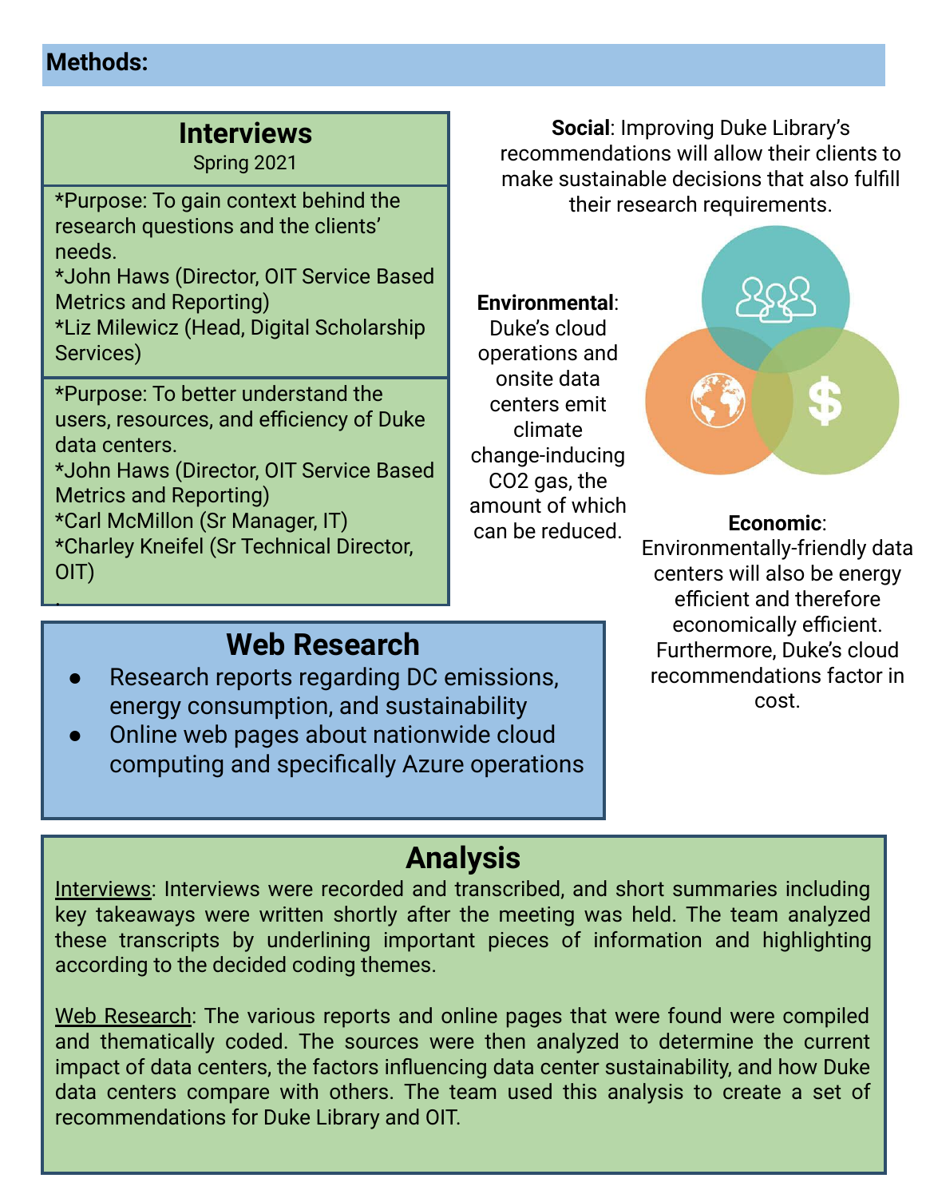## Methods:

### Interviews

Spring 2021

*Purpose: To gain context behind the research questions and the clients' needs.
*John Haws (Director, OIT Service Based Metrics and Reporting)
*Liz Milewicz (Head, Digital Scholarship Services)

*Purpose: To better understand the users, resources, and efficiency of Duke data centers.
*John Haws (Director, OIT Service Based Metrics and Reporting)
*Carl McMillon (Sr Manager, IT)
*Charley Kneifel (Sr Technical Director, OIT)

### Web Research

- Research reports regarding DC emissions, energy consumption, and sustainability
- Online web pages about nationwide cloud computing and specifically Azure operations

**Social**: Improving Duke Library's recommendations will allow their clients to make sustainable decisions that also fulfill their research requirements.

**Environmental**: Duke's cloud operations and onsite data centers emit climate change-inducing CO2 gas, the amount of which can be reduced.

**Economic**: Environmentally-friendly data centers will also be energy efficient and therefore economically efficient. Furthermore, Duke's cloud recommendations factor in cost.

### Analysis

Interviews: Interviews were recorded and transcribed, and short summaries including key takeaways were written shortly after the meeting was held. The team analyzed these transcripts by underlining important pieces of information and highlighting according to the decided coding themes.

Web Research: The various reports and online pages that were found were compiled and thematically coded. The sources were then analyzed to determine the current impact of data centers, the factors influencing data center sustainability, and how Duke data centers compare with others. The team used this analysis to create a set of recommendations for Duke Library and OIT.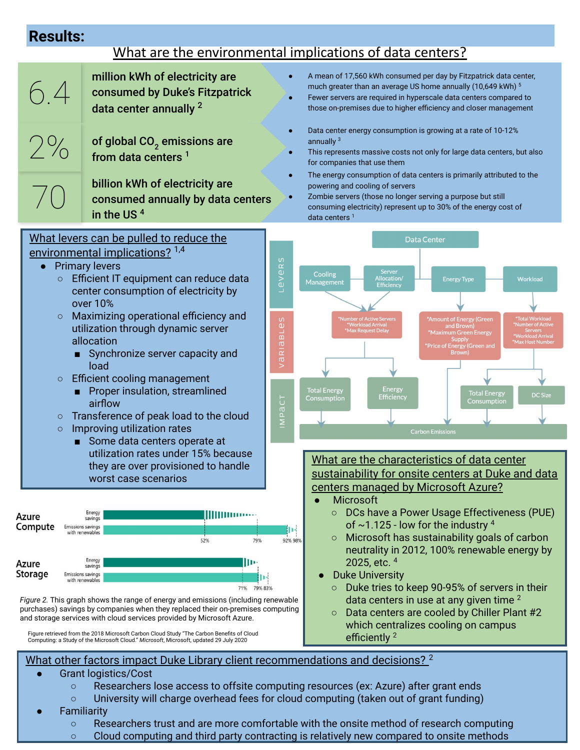# Results:

## What are the environmental implications of data centers?

**6.4** million kWh of electricity are consumed by Duke's Fitzpatrick data center annually [2]

- A mean of 17,560 kWh consumed per day by Fitzpatrick data center, much greater than an average US home annually (10,649 kWh) [5]
- Fewer servers are required in hyperscale data centers compared to those on-premises due to higher efficiency and closer management

**2%** of global $CO_2$ emissions are from data centers [1]

- Data center energy consumption is growing at a rate of 10-12% annually [3]
- This represents massive costs not only for large data centers, but also for companies that use them

**70** billion kWh of electricity are consumed annually by data centers in the US [4]

- The energy consumption of data centers is primarily attributed to the powering and cooling of servers
- Zombie servers (those no longer serving a purpose but still consuming electricity) represent up to 30% of the energy cost of data centers [1]

## What levers can be pulled to reduce the environmental implications? [1,4]

- Primary levers
  - Efficient IT equipment can reduce data center consumption of electricity by over 10%
  - Maximizing operational efficiency and utilization through dynamic server allocation
    - Synchronize server capacity and load
  - Efficient cooling management
    - Proper insulation, streamlined airflow
  - Transference of peak load to the cloud
  - Improving utilization rates
    - Some data centers operate at utilization rates under 15% because they are over provisioned to handle worst case scenarios

Data Center

LEVERS: Cooling Management; Server Allocation/ Efficiency; Energy Type; Workload

VARIABLES:
- *Number of Active Servers *Workload Arrival *Max Request Delay
- *Amount of Energy (Green and Brown) *Maximum Green Energy Supply *Price of Energy (Green and Brown)
- *Total Workload *Number of Active Servers *Workload Arrival *Max Host Number

IMPACT: Total Energy Consumption; Energy Efficiency; Total Energy Consumption; DC Size

Carbon Emissions

| | | |
|---|---|---|
| Azure Compute | Energy savings | 52% – 79% |
| | Emissions savings with renewables | 92% – 98% |
| Azure Storage | Energy savings | 71% – 79% |
| | Emissions savings with renewables | 79% – 83% |

*Figure 2.* This graph shows the range of energy and emissions (including renewable purchases) savings by companies when they replaced their on-premises computing and storage services with cloud services provided by Microsoft Azure.

Figure retrieved from the 2018 Microsoft Carbon Cloud Study "The Carbon Benefits of Cloud Computing: a Study of the Microsoft Cloud." *Microsoft*, Microsoft, updated 29 July 2020

## What are the characteristics of data center sustainability for onsite centers at Duke and data centers managed by Microsoft Azure?

- Microsoft
  - DCs have a Power Usage Effectiveness (PUE) of ~1.125 - low for the industry [4]
  - Microsoft has sustainability goals of carbon neutrality in 2012, 100% renewable energy by 2025, etc. [4]
- Duke University
  - Duke tries to keep 90-95% of servers in their data centers in use at any given time [2]
  - Data centers are cooled by Chiller Plant #2 which centralizes cooling on campus efficiently [2]

## What other factors impact Duke Library client recommendations and decisions? [2]

- Grant logistics/Cost
  - Researchers lose access to offsite computing resources (ex: Azure) after grant ends
  - University will charge overhead fees for cloud computing (taken out of grant funding)
- Familiarity
  - Researchers trust and are more comfortable with the onsite method of research computing
  - Cloud computing and third party contracting is relatively new compared to onsite methods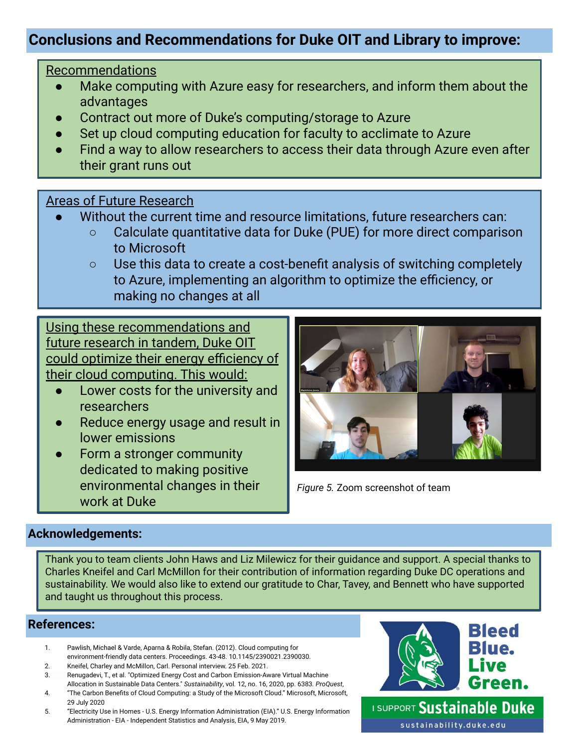## Conclusions and Recommendations for Duke OIT and Library to improve:

Recommendations

- Make computing with Azure easy for researchers, and inform them about the advantages
- Contract out more of Duke's computing/storage to Azure
- Set up cloud computing education for faculty to acclimate to Azure
- Find a way to allow researchers to access their data through Azure even after their grant runs out

Areas of Future Research

- Without the current time and resource limitations, future researchers can:
    - Calculate quantitative data for Duke (PUE) for more direct comparison to Microsoft
    - Use this data to create a cost-benefit analysis of switching completely to Azure, implementing an algorithm to optimize the efficiency, or making no changes at all

Using these recommendations and future research in tandem, Duke OIT could optimize their energy efficiency of their cloud computing. This would:

- Lower costs for the university and researchers
- Reduce energy usage and result in lower emissions
- Form a stronger community dedicated to making positive environmental changes in their work at Duke

*Figure 5.* Zoom screenshot of team

## Acknowledgements:

Thank you to team clients John Haws and Liz Milewicz for their guidance and support. A special thanks to Charles Kneifel and Carl McMillon for their contribution of information regarding Duke DC operations and sustainability. We would also like to extend our gratitude to Char, Tavey, and Bennett who have supported and taught us throughout this process.

## References:

1. Pawlish, Michael & Varde, Aparna & Robila, Stefan. (2012). Cloud computing for environment-friendly data centers. Proceedings. 43-48. 10.1145/2390021.2390030.
2. Kneifel, Charley and McMillon, Carl. Personal interview. 25 Feb. 2021.
3. Renugadevi, T., et al. "Optimized Energy Cost and Carbon Emission-Aware Virtual Machine Allocation in Sustainable Data Centers." *Sustainability*, vol. 12, no. 16, 2020, pp. 6383. *ProQuest*,
4. "The Carbon Benefits of Cloud Computing: a Study of the Microsoft Cloud." Microsoft, Microsoft, 29 July 2020
5. "Electricity Use in Homes - U.S. Energy Information Administration (EIA)." U.S. Energy Information Administration - EIA - Independent Statistics and Analysis, EIA, 9 May 2019.

Bleed Blue. Live Green.

I SUPPORT Sustainable Duke

sustainability.duke.edu